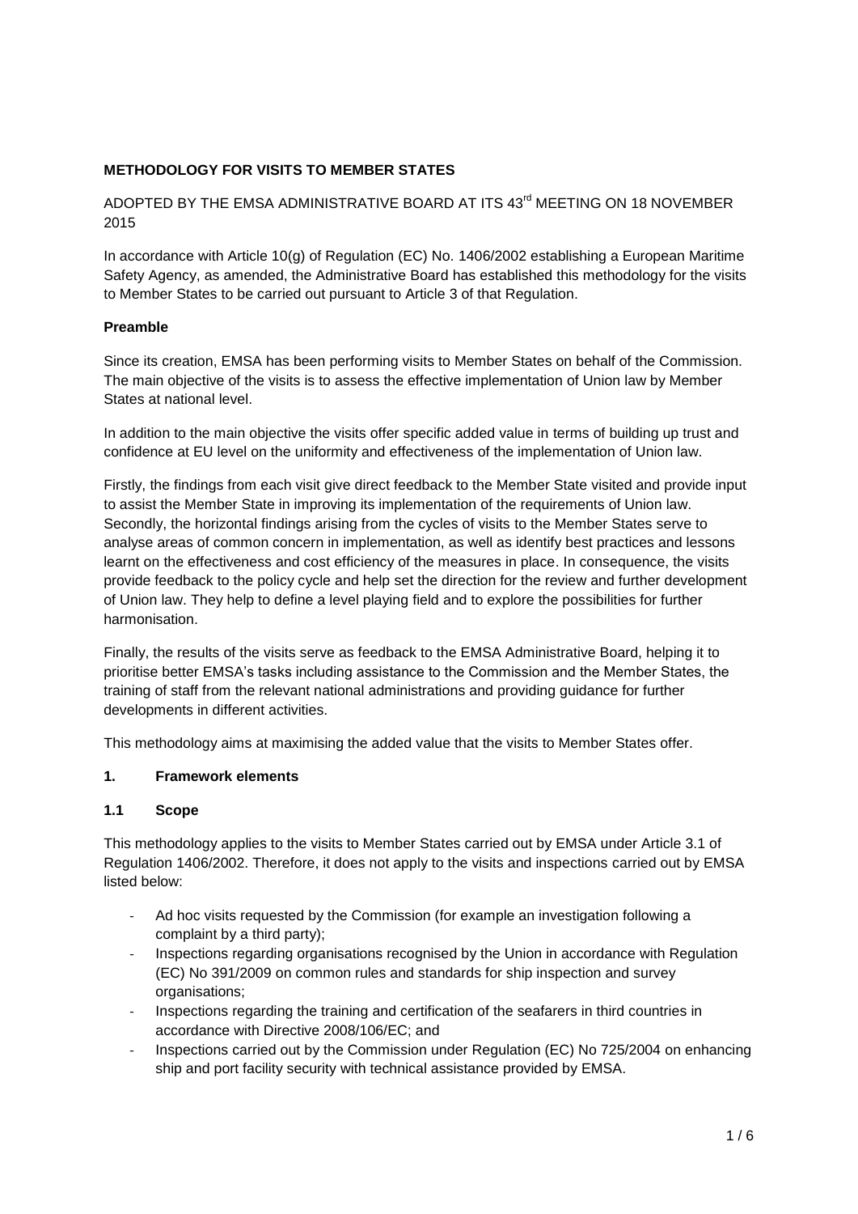**METHODOLOGY FOR VISITS TO MEMBER STATES**

ADOPTED BY THE EMSA ADMINISTRATIVE BOARD AT ITS 43rd MEETING ON 18 NOVEMBER 2015

In accordance with Article 10(g) of Regulation (EC) No. 1406/2002 establishing a European Maritime Safety Agency, as amended, the Administrative Board has established this methodology for the visits to Member States to be carried out pursuant to Article 3 of that Regulation.

**Preamble**

Since its creation, EMSA has been performing visits to Member States on behalf of the Commission. The main objective of the visits is to assess the effective implementation of Union law by Member States at national level.

In addition to the main objective the visits offer specific added value in terms of building up trust and confidence at EU level on the uniformity and effectiveness of the implementation of Union law.

Firstly, the findings from each visit give direct feedback to the Member State visited and provide input to assist the Member State in improving its implementation of the requirements of Union law. Secondly, the horizontal findings arising from the cycles of visits to the Member States serve to analyse areas of common concern in implementation, as well as identify best practices and lessons learnt on the effectiveness and cost efficiency of the measures in place. In consequence, the visits provide feedback to the policy cycle and help set the direction for the review and further development of Union law. They help to define a level playing field and to explore the possibilities for further harmonisation.

Finally, the results of the visits serve as feedback to the EMSA Administrative Board, helping it to prioritise better EMSA's tasks including assistance to the Commission and the Member States, the training of staff from the relevant national administrations and providing guidance for further developments in different activities.

This methodology aims at maximising the added value that the visits to Member States offer.

## 1. Framework elements

### 1.1 Scope

This methodology applies to the visits to Member States carried out by EMSA under Article 3.1 of Regulation 1406/2002. Therefore, it does not apply to the visits and inspections carried out by EMSA listed below:

- Ad hoc visits requested by the Commission (for example an investigation following a complaint by a third party);
- Inspections regarding organisations recognised by the Union in accordance with Regulation (EC) No 391/2009 on common rules and standards for ship inspection and survey organisations;
- Inspections regarding the training and certification of the seafarers in third countries in accordance with Directive 2008/106/EC; and
- Inspections carried out by the Commission under Regulation (EC) No 725/2004 on enhancing ship and port facility security with technical assistance provided by EMSA.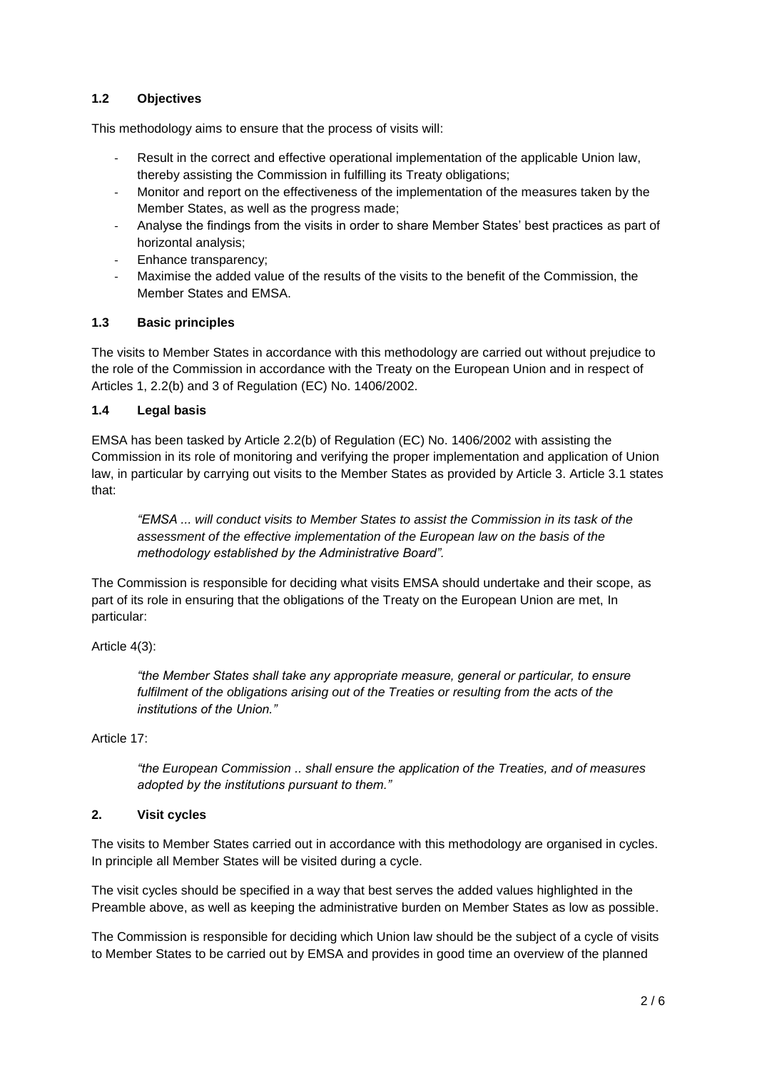### 1.2 Objectives

This methodology aims to ensure that the process of visits will:

- Result in the correct and effective operational implementation of the applicable Union law, thereby assisting the Commission in fulfilling its Treaty obligations;
- Monitor and report on the effectiveness of the implementation of the measures taken by the Member States, as well as the progress made;
- Analyse the findings from the visits in order to share Member States' best practices as part of horizontal analysis;
- Enhance transparency;
- Maximise the added value of the results of the visits to the benefit of the Commission, the Member States and EMSA.

### 1.3 Basic principles

The visits to Member States in accordance with this methodology are carried out without prejudice to the role of the Commission in accordance with the Treaty on the European Union and in respect of Articles 1, 2.2(b) and 3 of Regulation (EC) No. 1406/2002.

### 1.4 Legal basis

EMSA has been tasked by Article 2.2(b) of Regulation (EC) No. 1406/2002 with assisting the Commission in its role of monitoring and verifying the proper implementation and application of Union law, in particular by carrying out visits to the Member States as provided by Article 3. Article 3.1 states that:

> *"EMSA ... will conduct visits to Member States to assist the Commission in its task of the assessment of the effective implementation of the European law on the basis of the methodology established by the Administrative Board".*

The Commission is responsible for deciding what visits EMSA should undertake and their scope, as part of its role in ensuring that the obligations of the Treaty on the European Union are met, In particular:

Article 4(3):

> *"the Member States shall take any appropriate measure, general or particular, to ensure fulfilment of the obligations arising out of the Treaties or resulting from the acts of the institutions of the Union."*

Article 17:

> *"the European Commission .. shall ensure the application of the Treaties, and of measures adopted by the institutions pursuant to them."*

## 2. Visit cycles

The visits to Member States carried out in accordance with this methodology are organised in cycles. In principle all Member States will be visited during a cycle.

The visit cycles should be specified in a way that best serves the added values highlighted in the Preamble above, as well as keeping the administrative burden on Member States as low as possible.

The Commission is responsible for deciding which Union law should be the subject of a cycle of visits to Member States to be carried out by EMSA and provides in good time an overview of the planned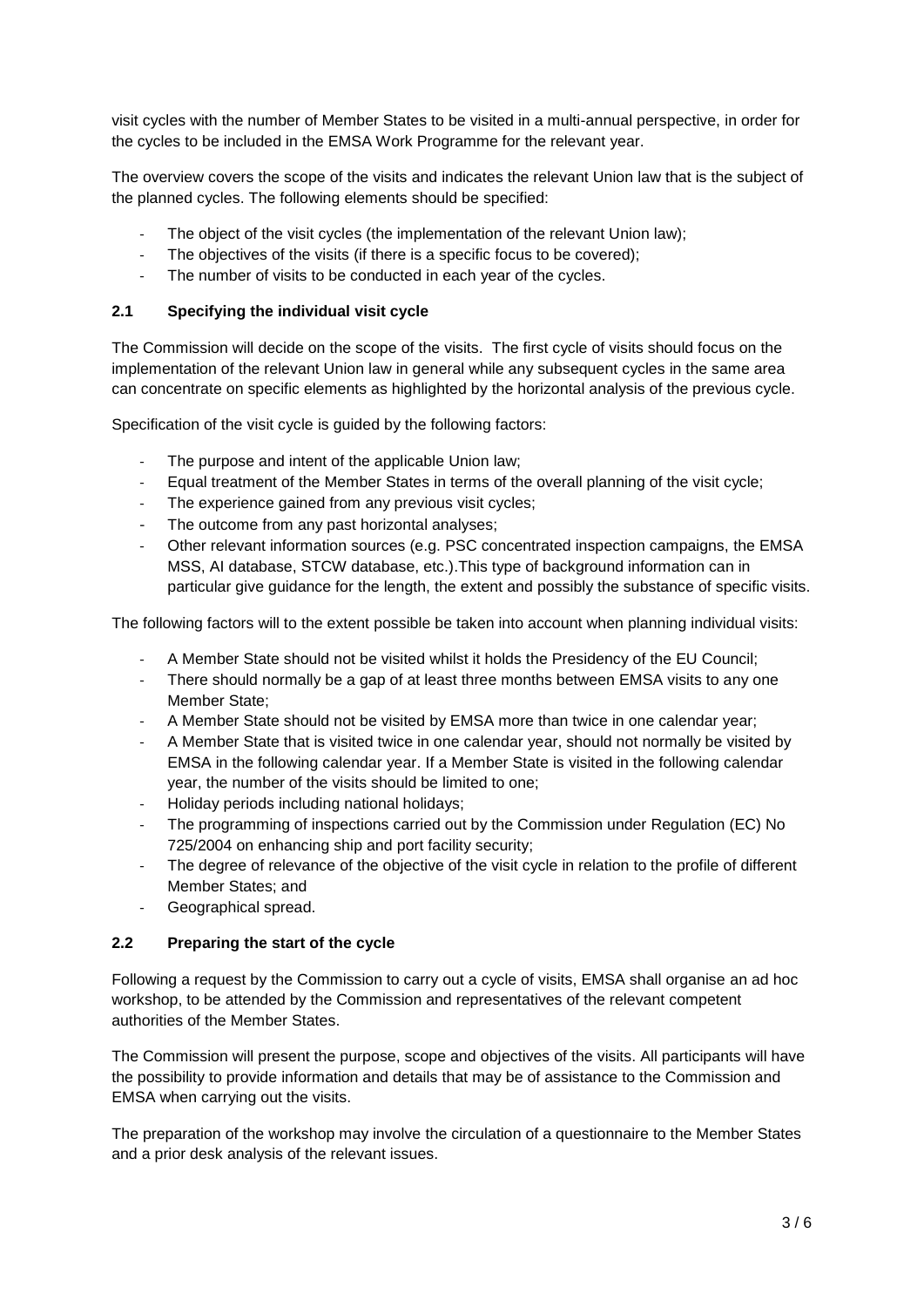visit cycles with the number of Member States to be visited in a multi-annual perspective, in order for the cycles to be included in the EMSA Work Programme for the relevant year.

The overview covers the scope of the visits and indicates the relevant Union law that is the subject of the planned cycles. The following elements should be specified:

- The object of the visit cycles (the implementation of the relevant Union law);
- The objectives of the visits (if there is a specific focus to be covered);
- The number of visits to be conducted in each year of the cycles.

## 2.1 Specifying the individual visit cycle

The Commission will decide on the scope of the visits. The first cycle of visits should focus on the implementation of the relevant Union law in general while any subsequent cycles in the same area can concentrate on specific elements as highlighted by the horizontal analysis of the previous cycle.

Specification of the visit cycle is guided by the following factors:

- The purpose and intent of the applicable Union law;
- Equal treatment of the Member States in terms of the overall planning of the visit cycle;
- The experience gained from any previous visit cycles;
- The outcome from any past horizontal analyses;
- Other relevant information sources (e.g. PSC concentrated inspection campaigns, the EMSA MSS, AI database, STCW database, etc.).This type of background information can in particular give guidance for the length, the extent and possibly the substance of specific visits.

The following factors will to the extent possible be taken into account when planning individual visits:

- A Member State should not be visited whilst it holds the Presidency of the EU Council;
- There should normally be a gap of at least three months between EMSA visits to any one Member State;
- A Member State should not be visited by EMSA more than twice in one calendar year;
- A Member State that is visited twice in one calendar year, should not normally be visited by EMSA in the following calendar year. If a Member State is visited in the following calendar year, the number of the visits should be limited to one;
- Holiday periods including national holidays;
- The programming of inspections carried out by the Commission under Regulation (EC) No 725/2004 on enhancing ship and port facility security;
- The degree of relevance of the objective of the visit cycle in relation to the profile of different Member States; and
- Geographical spread.

## 2.2 Preparing the start of the cycle

Following a request by the Commission to carry out a cycle of visits, EMSA shall organise an ad hoc workshop, to be attended by the Commission and representatives of the relevant competent authorities of the Member States.

The Commission will present the purpose, scope and objectives of the visits. All participants will have the possibility to provide information and details that may be of assistance to the Commission and EMSA when carrying out the visits.

The preparation of the workshop may involve the circulation of a questionnaire to the Member States and a prior desk analysis of the relevant issues.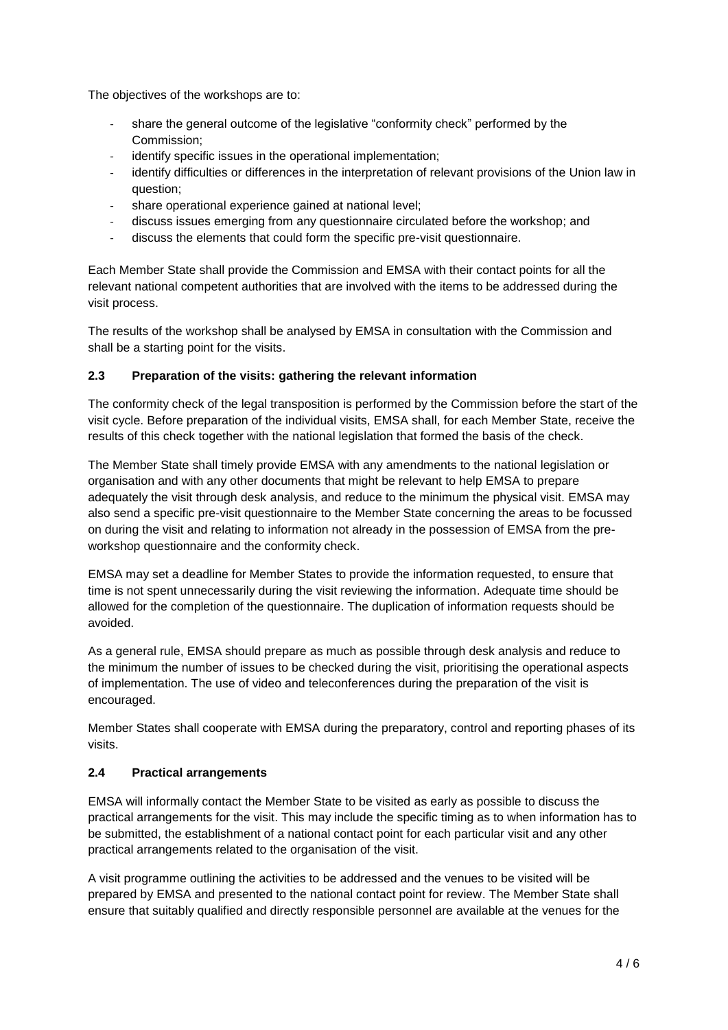The objectives of the workshops are to:

- share the general outcome of the legislative "conformity check" performed by the Commission;
- identify specific issues in the operational implementation;
- identify difficulties or differences in the interpretation of relevant provisions of the Union law in question;
- share operational experience gained at national level;
- discuss issues emerging from any questionnaire circulated before the workshop; and
- discuss the elements that could form the specific pre-visit questionnaire.

Each Member State shall provide the Commission and EMSA with their contact points for all the relevant national competent authorities that are involved with the items to be addressed during the visit process.

The results of the workshop shall be analysed by EMSA in consultation with the Commission and shall be a starting point for the visits.

### 2.3 Preparation of the visits: gathering the relevant information

The conformity check of the legal transposition is performed by the Commission before the start of the visit cycle. Before preparation of the individual visits, EMSA shall, for each Member State, receive the results of this check together with the national legislation that formed the basis of the check.

The Member State shall timely provide EMSA with any amendments to the national legislation or organisation and with any other documents that might be relevant to help EMSA to prepare adequately the visit through desk analysis, and reduce to the minimum the physical visit. EMSA may also send a specific pre-visit questionnaire to the Member State concerning the areas to be focussed on during the visit and relating to information not already in the possession of EMSA from the pre-workshop questionnaire and the conformity check.

EMSA may set a deadline for Member States to provide the information requested, to ensure that time is not spent unnecessarily during the visit reviewing the information. Adequate time should be allowed for the completion of the questionnaire. The duplication of information requests should be avoided.

As a general rule, EMSA should prepare as much as possible through desk analysis and reduce to the minimum the number of issues to be checked during the visit, prioritising the operational aspects of implementation. The use of video and teleconferences during the preparation of the visit is encouraged.

Member States shall cooperate with EMSA during the preparatory, control and reporting phases of its visits.

### 2.4 Practical arrangements

EMSA will informally contact the Member State to be visited as early as possible to discuss the practical arrangements for the visit. This may include the specific timing as to when information has to be submitted, the establishment of a national contact point for each particular visit and any other practical arrangements related to the organisation of the visit.

A visit programme outlining the activities to be addressed and the venues to be visited will be prepared by EMSA and presented to the national contact point for review. The Member State shall ensure that suitably qualified and directly responsible personnel are available at the venues for the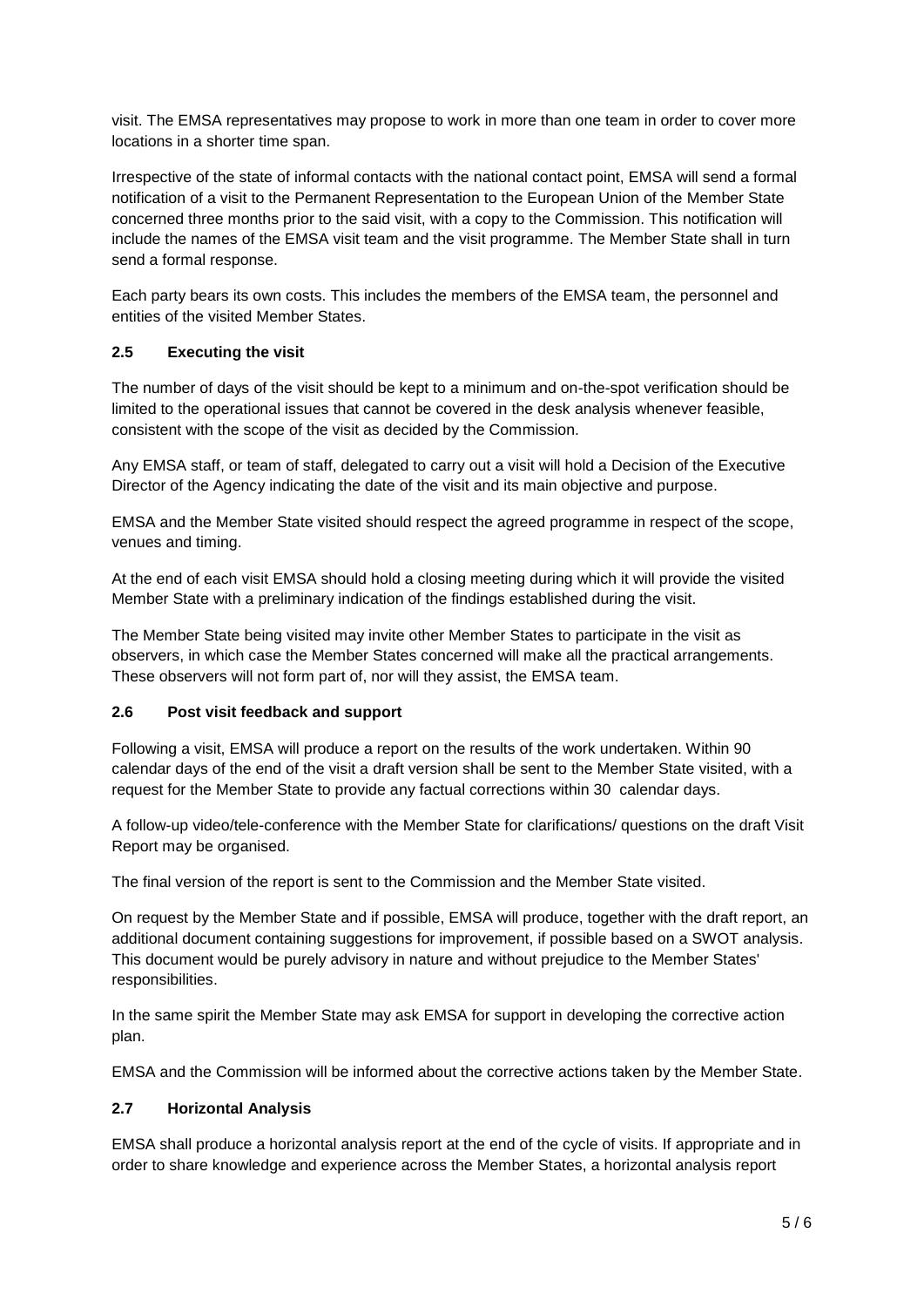visit. The EMSA representatives may propose to work in more than one team in order to cover more locations in a shorter time span.

Irrespective of the state of informal contacts with the national contact point, EMSA will send a formal notification of a visit to the Permanent Representation to the European Union of the Member State concerned three months prior to the said visit, with a copy to the Commission. This notification will include the names of the EMSA visit team and the visit programme. The Member State shall in turn send a formal response.

Each party bears its own costs. This includes the members of the EMSA team, the personnel and entities of the visited Member States.

### 2.5 Executing the visit

The number of days of the visit should be kept to a minimum and on-the-spot verification should be limited to the operational issues that cannot be covered in the desk analysis whenever feasible, consistent with the scope of the visit as decided by the Commission.

Any EMSA staff, or team of staff, delegated to carry out a visit will hold a Decision of the Executive Director of the Agency indicating the date of the visit and its main objective and purpose.

EMSA and the Member State visited should respect the agreed programme in respect of the scope, venues and timing.

At the end of each visit EMSA should hold a closing meeting during which it will provide the visited Member State with a preliminary indication of the findings established during the visit.

The Member State being visited may invite other Member States to participate in the visit as observers, in which case the Member States concerned will make all the practical arrangements. These observers will not form part of, nor will they assist, the EMSA team.

### 2.6 Post visit feedback and support

Following a visit, EMSA will produce a report on the results of the work undertaken. Within 90 calendar days of the end of the visit a draft version shall be sent to the Member State visited, with a request for the Member State to provide any factual corrections within 30 calendar days.

A follow-up video/tele-conference with the Member State for clarifications/ questions on the draft Visit Report may be organised.

The final version of the report is sent to the Commission and the Member State visited.

On request by the Member State and if possible, EMSA will produce, together with the draft report, an additional document containing suggestions for improvement, if possible based on a SWOT analysis. This document would be purely advisory in nature and without prejudice to the Member States' responsibilities.

In the same spirit the Member State may ask EMSA for support in developing the corrective action plan.

EMSA and the Commission will be informed about the corrective actions taken by the Member State.

### 2.7 Horizontal Analysis

EMSA shall produce a horizontal analysis report at the end of the cycle of visits. If appropriate and in order to share knowledge and experience across the Member States, a horizontal analysis report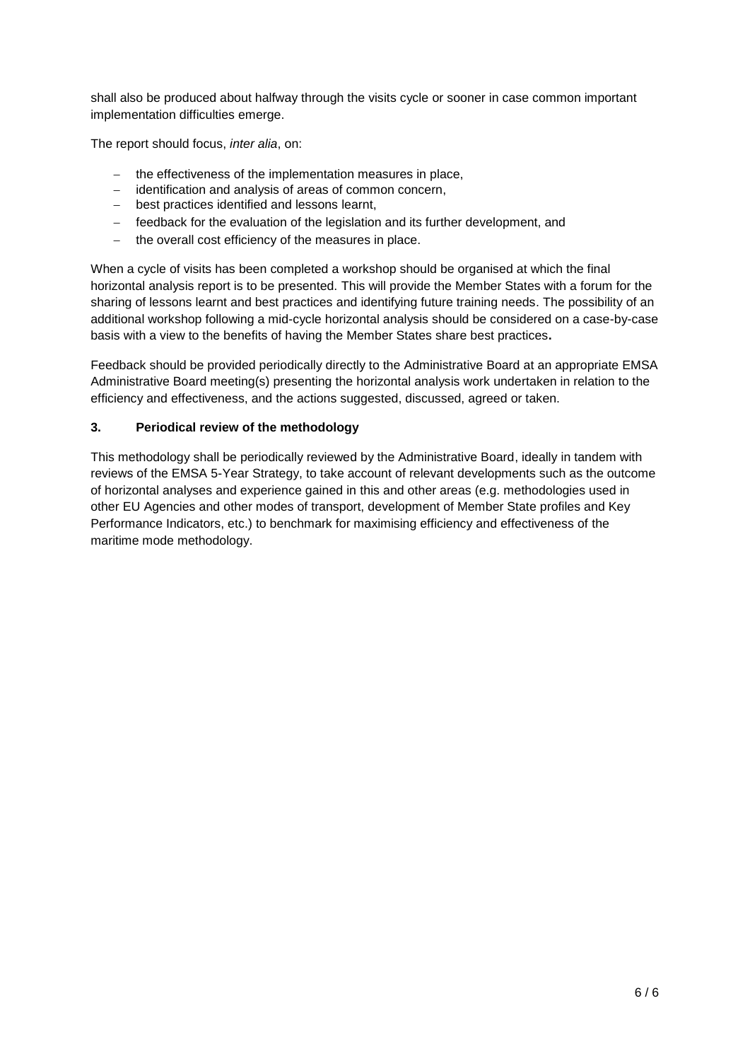shall also be produced about halfway through the visits cycle or sooner in case common important implementation difficulties emerge.

The report should focus, *inter alia*, on:

- the effectiveness of the implementation measures in place,
- identification and analysis of areas of common concern,
- best practices identified and lessons learnt,
- feedback for the evaluation of the legislation and its further development, and
- the overall cost efficiency of the measures in place.

When a cycle of visits has been completed a workshop should be organised at which the final horizontal analysis report is to be presented. This will provide the Member States with a forum for the sharing of lessons learnt and best practices and identifying future training needs. The possibility of an additional workshop following a mid-cycle horizontal analysis should be considered on a case-by-case basis with a view to the benefits of having the Member States share best practices**.**

Feedback should be provided periodically directly to the Administrative Board at an appropriate EMSA Administrative Board meeting(s) presenting the horizontal analysis work undertaken in relation to the efficiency and effectiveness, and the actions suggested, discussed, agreed or taken.

### 3. Periodical review of the methodology

This methodology shall be periodically reviewed by the Administrative Board, ideally in tandem with reviews of the EMSA 5-Year Strategy, to take account of relevant developments such as the outcome of horizontal analyses and experience gained in this and other areas (e.g. methodologies used in other EU Agencies and other modes of transport, development of Member State profiles and Key Performance Indicators, etc.) to benchmark for maximising efficiency and effectiveness of the maritime mode methodology.